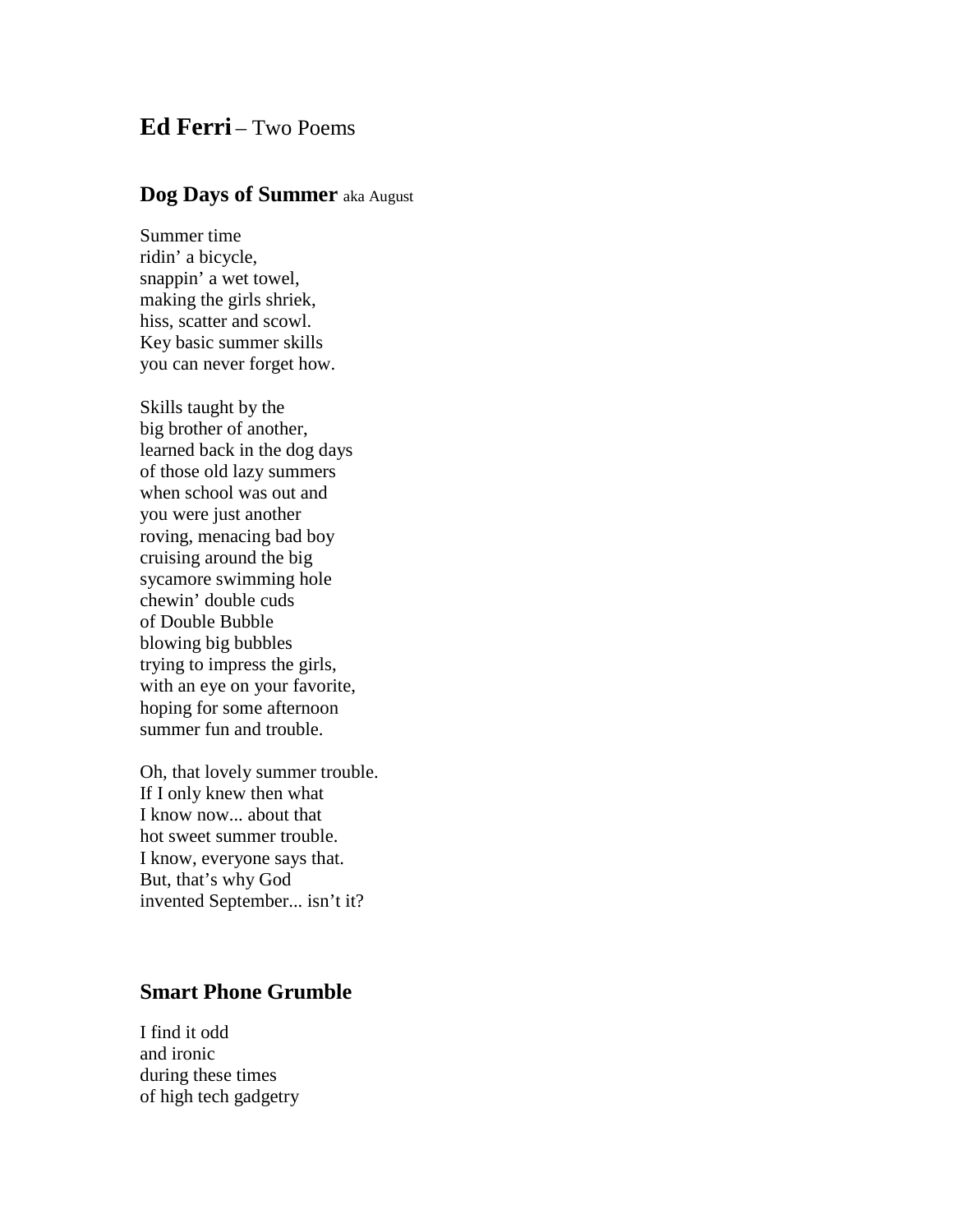# **Ed Ferri** – Two Poems

## **Dog Days of Summer** aka August

Summer time  
ridin' a bicycle,  
snappin' a wet towel,  
making the girls shriek,  
hiss, scatter and scowl.  
Key basic summer skills  
you can never forget how.

Skills taught by the  
big brother of another,  
learned back in the dog days  
of those old lazy summers  
when school was out and  
you were just another  
roving, menacing bad boy  
cruising around the big  
sycamore swimming hole  
chewin' double cuds  
of Double Bubble  
blowing big bubbles  
trying to impress the girls,  
with an eye on your favorite,  
hoping for some afternoon  
summer fun and trouble.

Oh, that lovely summer trouble.  
If I only knew then what  
I know now... about that  
hot sweet summer trouble.  
I know, everyone says that.  
But, that's why God  
invented September... isn't it?

## **Smart Phone Grumble**

I find it odd  
and ironic  
during these times  
of high tech gadgetry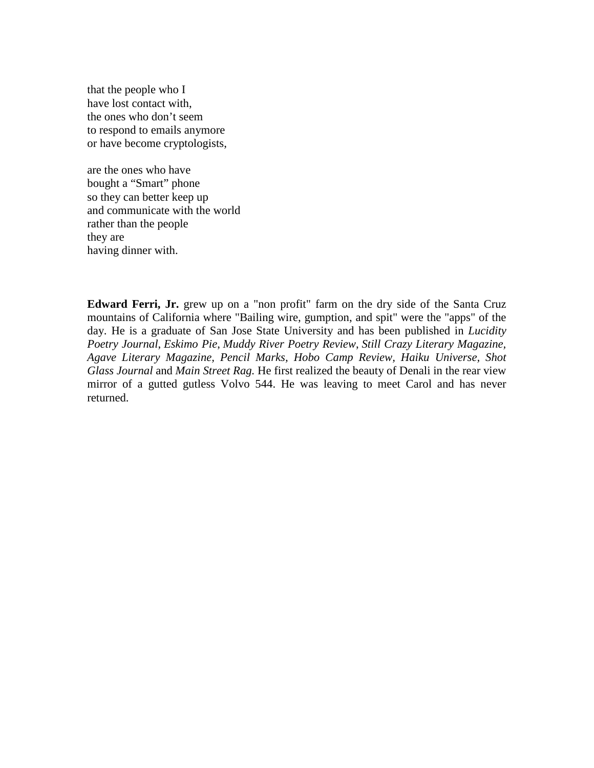that the people who I  
have lost contact with,  
the ones who don't seem  
to respond to emails anymore  
or have become cryptologists,

are the ones who have  
bought a "Smart" phone  
so they can better keep up  
and communicate with the world  
rather than the people  
they are  
having dinner with.

**Edward Ferri, Jr.** grew up on a "non profit" farm on the dry side of the Santa Cruz mountains of California where "Bailing wire, gumption, and spit" were the "apps" of the day. He is a graduate of San Jose State University and has been published in *Lucidity Poetry Journal*, *Eskimo Pie*, *Muddy River Poetry Review*, *Still Crazy Literary Magazine, Agave Literary Magazine, Pencil Marks, Hobo Camp Review, Haiku Universe, Shot Glass Journal* and *Main Street Rag.* He first realized the beauty of Denali in the rear view mirror of a gutted gutless Volvo 544. He was leaving to meet Carol and has never returned.